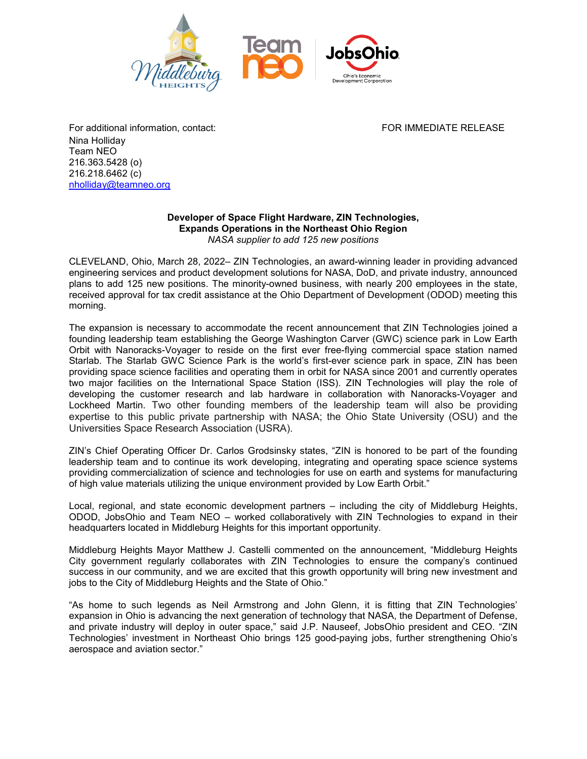For additional information, contact:

FOR IMMEDIATE RELEASE

Nina Holliday
Team NEO
216.363.5428 (o)
216.218.6462 (c)
nholliday@teamneo.org

**Developer of Space Flight Hardware, ZIN Technologies,**
**Expands Operations in the Northeast Ohio Region**
*NASA supplier to add 125 new positions*

CLEVELAND, Ohio, March 28, 2022– ZIN Technologies, an award-winning leader in providing advanced engineering services and product development solutions for NASA, DoD, and private industry, announced plans to add 125 new positions. The minority-owned business, with nearly 200 employees in the state, received approval for tax credit assistance at the Ohio Department of Development (ODOD) meeting this morning.

The expansion is necessary to accommodate the recent announcement that ZIN Technologies joined a founding leadership team establishing the George Washington Carver (GWC) science park in Low Earth Orbit with Nanoracks-Voyager to reside on the first ever free-flying commercial space station named Starlab. The Starlab GWC Science Park is the world's first-ever science park in space, ZIN has been providing space science facilities and operating them in orbit for NASA since 2001 and currently operates two major facilities on the International Space Station (ISS). ZIN Technologies will play the role of developing the customer research and lab hardware in collaboration with Nanoracks-Voyager and Lockheed Martin. Two other founding members of the leadership team will also be providing expertise to this public private partnership with NASA; the Ohio State University (OSU) and the Universities Space Research Association (USRA).

ZIN's Chief Operating Officer Dr. Carlos Grodsinsky states, "ZIN is honored to be part of the founding leadership team and to continue its work developing, integrating and operating space science systems providing commercialization of science and technologies for use on earth and systems for manufacturing of high value materials utilizing the unique environment provided by Low Earth Orbit."

Local, regional, and state economic development partners – including the city of Middleburg Heights, ODOD, JobsOhio and Team NEO – worked collaboratively with ZIN Technologies to expand in their headquarters located in Middleburg Heights for this important opportunity.

Middleburg Heights Mayor Matthew J. Castelli commented on the announcement, "Middleburg Heights City government regularly collaborates with ZIN Technologies to ensure the company's continued success in our community, and we are excited that this growth opportunity will bring new investment and jobs to the City of Middleburg Heights and the State of Ohio."

"As home to such legends as Neil Armstrong and John Glenn, it is fitting that ZIN Technologies' expansion in Ohio is advancing the next generation of technology that NASA, the Department of Defense, and private industry will deploy in outer space," said J.P. Nauseef, JobsOhio president and CEO. "ZIN Technologies' investment in Northeast Ohio brings 125 good-paying jobs, further strengthening Ohio's aerospace and aviation sector."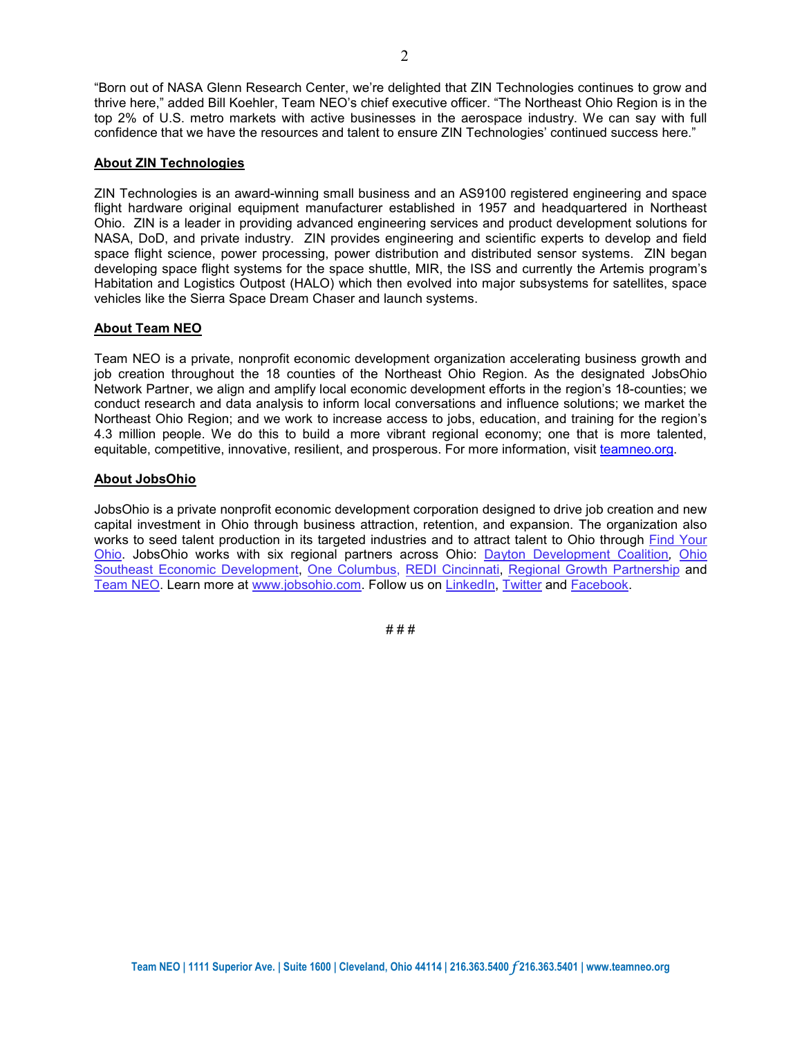"Born out of NASA Glenn Research Center, we're delighted that ZIN Technologies continues to grow and thrive here," added Bill Koehler, Team NEO's chief executive officer. "The Northeast Ohio Region is in the top 2% of U.S. metro markets with active businesses in the aerospace industry. We can say with full confidence that we have the resources and talent to ensure ZIN Technologies' continued success here."

**About ZIN Technologies**

ZIN Technologies is an award-winning small business and an AS9100 registered engineering and space flight hardware original equipment manufacturer established in 1957 and headquartered in Northeast Ohio. ZIN is a leader in providing advanced engineering services and product development solutions for NASA, DoD, and private industry. ZIN provides engineering and scientific experts to develop and field space flight science, power processing, power distribution and distributed sensor systems. ZIN began developing space flight systems for the space shuttle, MIR, the ISS and currently the Artemis program's Habitation and Logistics Outpost (HALO) which then evolved into major subsystems for satellites, space vehicles like the Sierra Space Dream Chaser and launch systems.

**About Team NEO**

Team NEO is a private, nonprofit economic development organization accelerating business growth and job creation throughout the 18 counties of the Northeast Ohio Region. As the designated JobsOhio Network Partner, we align and amplify local economic development efforts in the region's 18-counties; we conduct research and data analysis to inform local conversations and influence solutions; we market the Northeast Ohio Region; and we work to increase access to jobs, education, and training for the region's 4.3 million people. We do this to build a more vibrant regional economy; one that is more talented, equitable, competitive, innovative, resilient, and prosperous. For more information, visit teamneo.org.

**About JobsOhio**

JobsOhio is a private nonprofit economic development corporation designed to drive job creation and new capital investment in Ohio through business attraction, retention, and expansion. The organization also works to seed talent production in its targeted industries and to attract talent to Ohio through Find Your Ohio. JobsOhio works with six regional partners across Ohio: Dayton Development Coalition, Ohio Southeast Economic Development, One Columbus, REDI Cincinnati, Regional Growth Partnership and Team NEO. Learn more at www.jobsohio.com. Follow us on LinkedIn, Twitter and Facebook.

# # #